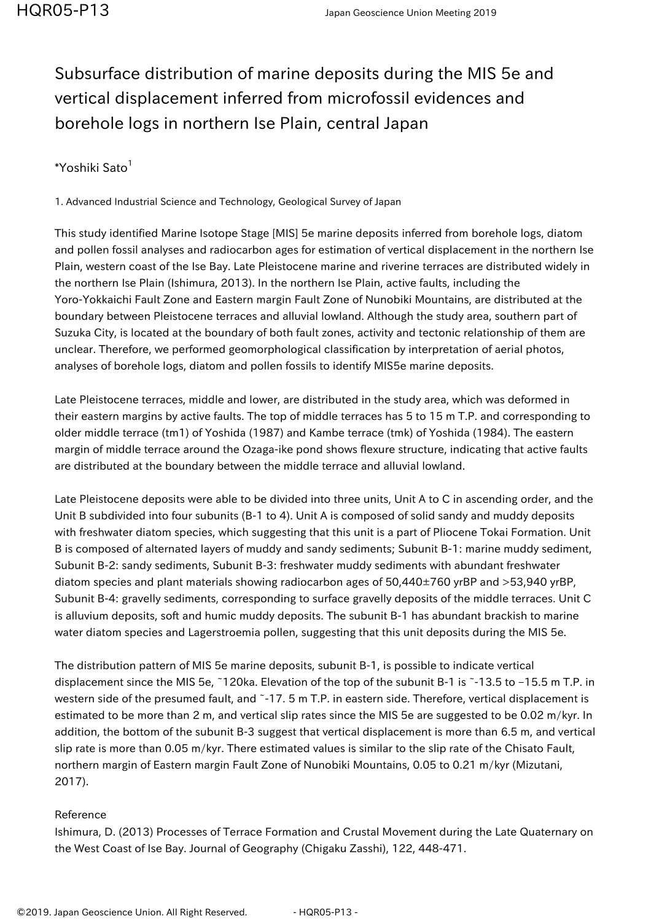# Subsurface distribution of marine deposits during the MIS 5e and vertical displacement inferred from microfossil evidences and borehole logs in northern Ise Plain, central Japan

*Yoshiki Sato[1]

1. Advanced Industrial Science and Technology, Geological Survey of Japan

This study identified Marine Isotope Stage [MIS] 5e marine deposits inferred from borehole logs, diatom and pollen fossil analyses and radiocarbon ages for estimation of vertical displacement in the northern Ise Plain, western coast of the Ise Bay. Late Pleistocene marine and riverine terraces are distributed widely in the northern Ise Plain (Ishimura, 2013). In the northern Ise Plain, active faults, including the Yoro-Yokkaichi Fault Zone and Eastern margin Fault Zone of Nunobiki Mountains, are distributed at the boundary between Pleistocene terraces and alluvial lowland. Although the study area, southern part of Suzuka City, is located at the boundary of both fault zones, activity and tectonic relationship of them are unclear. Therefore, we performed geomorphological classification by interpretation of aerial photos, analyses of borehole logs, diatom and pollen fossils to identify MIS5e marine deposits.

Late Pleistocene terraces, middle and lower, are distributed in the study area, which was deformed in their eastern margins by active faults. The top of middle terraces has 5 to 15 m T.P. and corresponding to older middle terrace (tm1) of Yoshida (1987) and Kambe terrace (tmk) of Yoshida (1984). The eastern margin of middle terrace around the Ozaga-ike pond shows flexure structure, indicating that active faults are distributed at the boundary between the middle terrace and alluvial lowland.

Late Pleistocene deposits were able to be divided into three units, Unit A to C in ascending order, and the Unit B subdivided into four subunits (B-1 to 4). Unit A is composed of solid sandy and muddy deposits with freshwater diatom species, which suggesting that this unit is a part of Pliocene Tokai Formation. Unit B is composed of alternated layers of muddy and sandy sediments; Subunit B-1: marine muddy sediment, Subunit B-2: sandy sediments, Subunit B-3: freshwater muddy sediments with abundant freshwater diatom species and plant materials showing radiocarbon ages of 50,440±760 yrBP and >53,940 yrBP, Subunit B-4: gravelly sediments, corresponding to surface gravelly deposits of the middle terraces. Unit C is alluvium deposits, soft and humic muddy deposits. The subunit B-1 has abundant brackish to marine water diatom species and Lagerstroemia pollen, suggesting that this unit deposits during the MIS 5e.

The distribution pattern of MIS 5e marine deposits, subunit B-1, is possible to indicate vertical displacement since the MIS 5e, ~120ka. Elevation of the top of the subunit B-1 is ~-13.5 to −15.5 m T.P. in western side of the presumed fault, and ~-17. 5 m T.P. in eastern side. Therefore, vertical displacement is estimated to be more than 2 m, and vertical slip rates since the MIS 5e are suggested to be 0.02 m/kyr. In addition, the bottom of the subunit B-3 suggest that vertical displacement is more than 6.5 m, and vertical slip rate is more than 0.05 m/kyr. There estimated values is similar to the slip rate of the Chisato Fault, northern margin of Eastern margin Fault Zone of Nunobiki Mountains, 0.05 to 0.21 m/kyr (Mizutani, 2017).

Reference

Ishimura, D. (2013) Processes of Terrace Formation and Crustal Movement during the Late Quaternary on the West Coast of Ise Bay. Journal of Geography (Chigaku Zasshi), 122, 448-471.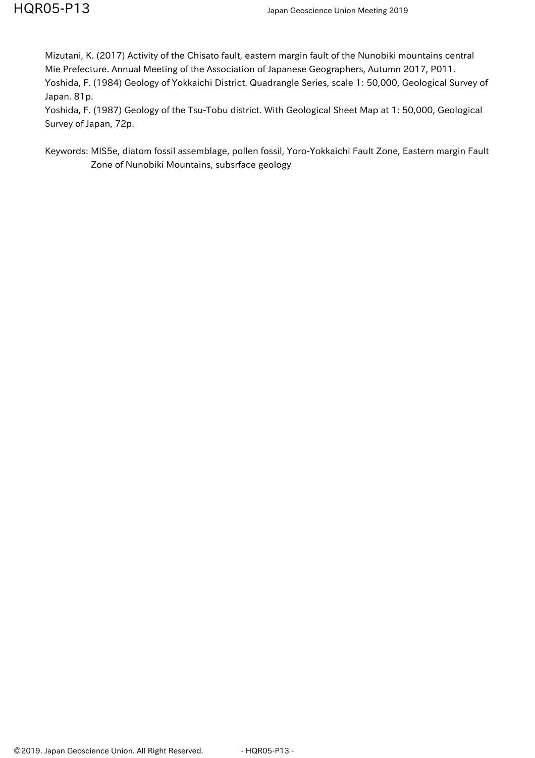Mizutani, K. (2017) Activity of the Chisato fault, eastern margin fault of the Nunobiki mountains central Mie Prefecture. Annual Meeting of the Association of Japanese Geographers, Autumn 2017, P011.

Yoshida, F. (1984) Geology of Yokkaichi District. Quadrangle Series, scale 1: 50,000, Geological Survey of Japan. 81p.

Yoshida, F. (1987) Geology of the Tsu-Tobu district. With Geological Sheet Map at 1: 50,000, Geological Survey of Japan, 72p.

Keywords: MIS5e, diatom fossil assemblage, pollen fossil, Yoro-Yokkaichi Fault Zone, Eastern margin Fault Zone of Nunobiki Mountains, subsrface geology